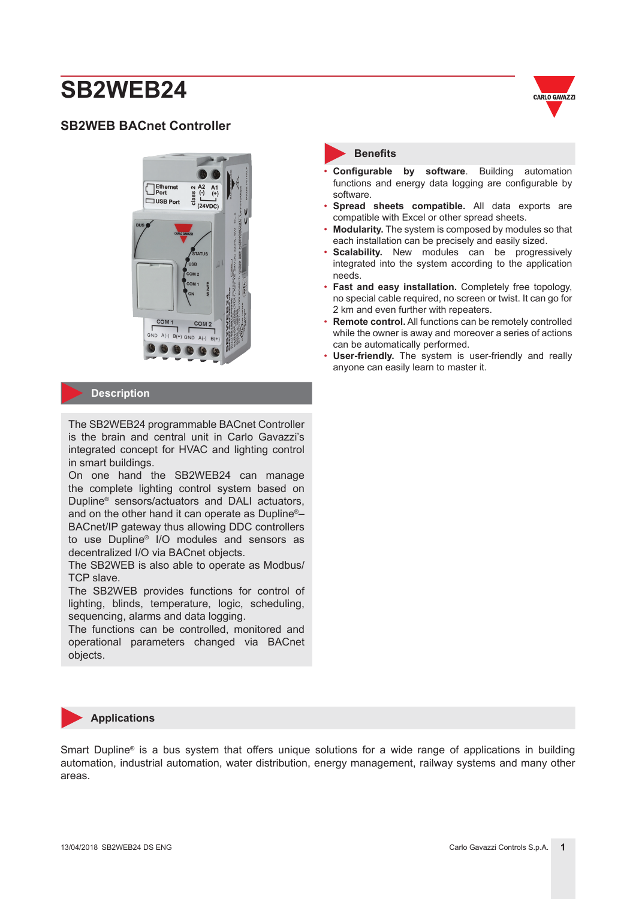# SB2WEB24

## SB2WEB BACnet Controller

## Description

The SB2WEB24 programmable BACnet Controller is the brain and central unit in Carlo Gavazzi's integrated concept for HVAC and lighting control in smart buildings.
On one hand the SB2WEB24 can manage the complete lighting control system based on Dupline® sensors/actuators and DALI actuators, and on the other hand it can operate as Dupline®–BACnet/IP gateway thus allowing DDC controllers to use Dupline® I/O modules and sensors as decentralized I/O via BACnet objects.
The SB2WEB is also able to operate as Modbus/TCP slave.
The SB2WEB provides functions for control of lighting, blinds, temperature, logic, scheduling, sequencing, alarms and data logging.
The functions can be controlled, monitored and operational parameters changed via BACnet objects.

## Benefits

- **Configurable by software**. Building automation functions and energy data logging are configurable by software.
- **Spread sheets compatible.** All data exports are compatible with Excel or other spread sheets.
- **Modularity.** The system is composed by modules so that each installation can be precisely and easily sized.
- **Scalability.** New modules can be progressively integrated into the system according to the application needs.
- **Fast and easy installation.** Completely free topology, no special cable required, no screen or twist. It can go for 2 km and even further with repeaters.
- **Remote control.** All functions can be remotely controlled while the owner is away and moreover a series of actions can be automatically performed.
- **User-friendly.** The system is user-friendly and really anyone can easily learn to master it.

## Applications

Smart Dupline® is a bus system that offers unique solutions for a wide range of applications in building automation, industrial automation, water distribution, energy management, railway systems and many other areas.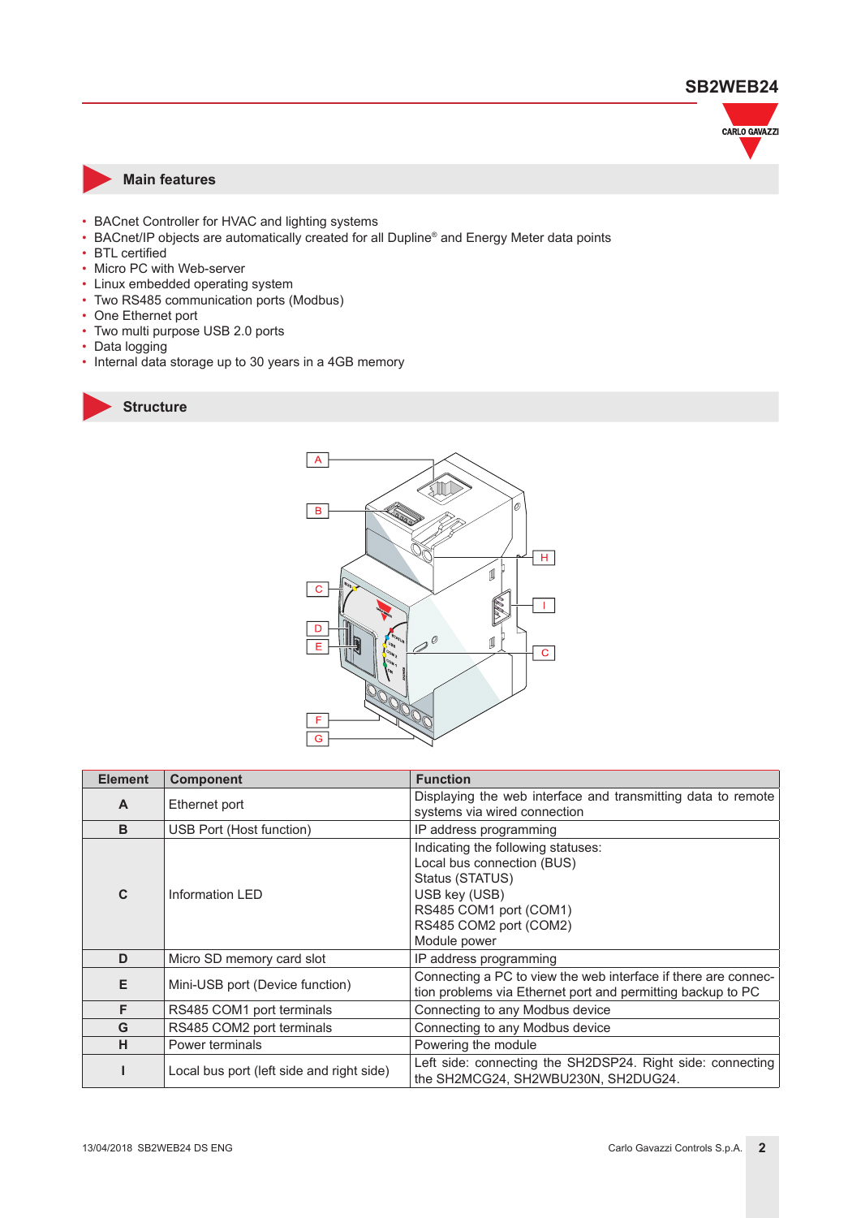## Main features

- BACnet Controller for HVAC and lighting systems
- BACnet/IP objects are automatically created for all Dupline® and Energy Meter data points
- BTL certified
- Micro PC with Web-server
- Linux embedded operating system
- Two RS485 communication ports (Modbus)
- One Ethernet port
- Two multi purpose USB 2.0 ports
- Data logging
- Internal data storage up to 30 years in a 4GB memory

## Structure

| Element | Component | Function |
| --- | --- | --- |
| A | Ethernet port | Displaying the web interface and transmitting data to remote systems via wired connection |
| B | USB Port (Host function) | IP address programming |
| C | Information LED | Indicating the following statuses:<br>Local bus connection (BUS)<br>Status (STATUS)<br>USB key (USB)<br>RS485 COM1 port (COM1)<br>RS485 COM2 port (COM2)<br>Module power |
| D | Micro SD memory card slot | IP address programming |
| E | Mini-USB port (Device function) | Connecting a PC to view the web interface if there are connection problems via Ethernet port and permitting backup to PC |
| F | RS485 COM1 port terminals | Connecting to any Modbus device |
| G | RS485 COM2 port terminals | Connecting to any Modbus device |
| H | Power terminals | Powering the module |
| I | Local bus port (left side and right side) | Left side: connecting the SH2DSP24. Right side: connecting the SH2MCG24, SH2WBU230N, SH2DUG24. |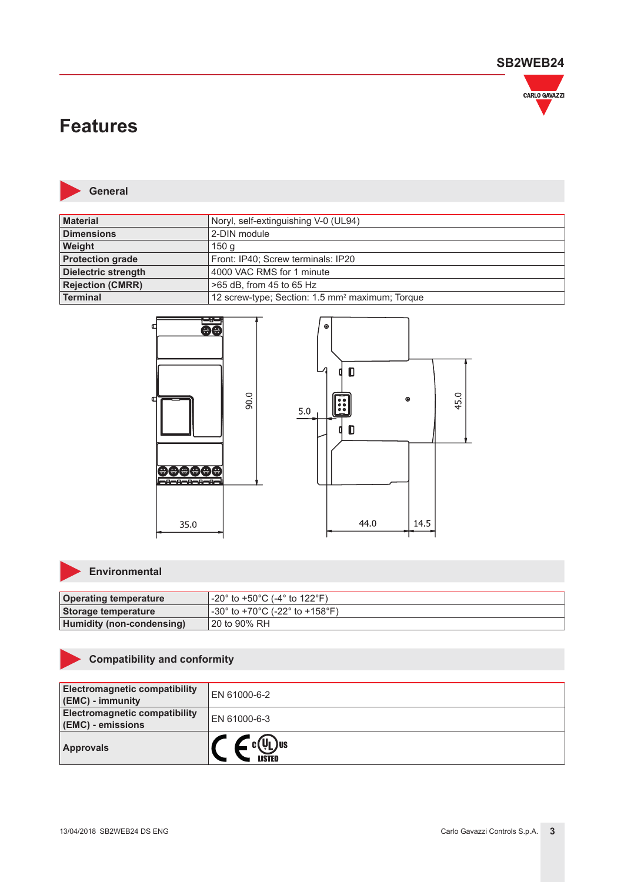# Features

## General

| | |
|---|---|
| **Material** | Noryl, self-extinguishing V-0 (UL94) |
| **Dimensions** | 2-DIN module |
| **Weight** | 150 g |
| **Protection grade** | Front: IP40; Screw terminals: IP20 |
| **Dielectric strength** | 4000 VAC RMS for 1 minute |
| **Rejection (CMRR)** | >65 dB, from 45 to 65 Hz |
| **Terminal** | 12 screw-type; Section: 1.5 mm² maximum; Torque |

## Environmental

| | |
|---|---|
| **Operating temperature** | -20° to +50°C (-4° to 122°F) |
| **Storage temperature** | -30° to +70°C (-22° to +158°F) |
| **Humidity (non-condensing)** | 20 to 90% RH |

## Compatibility and conformity

| | |
|---|---|
| **Electromagnetic compatibility (EMC) - immunity** | EN 61000-6-2 |
| **Electromagnetic compatibility (EMC) - emissions** | EN 61000-6-3 |
| **Approvals** | CE, cULus LISTED |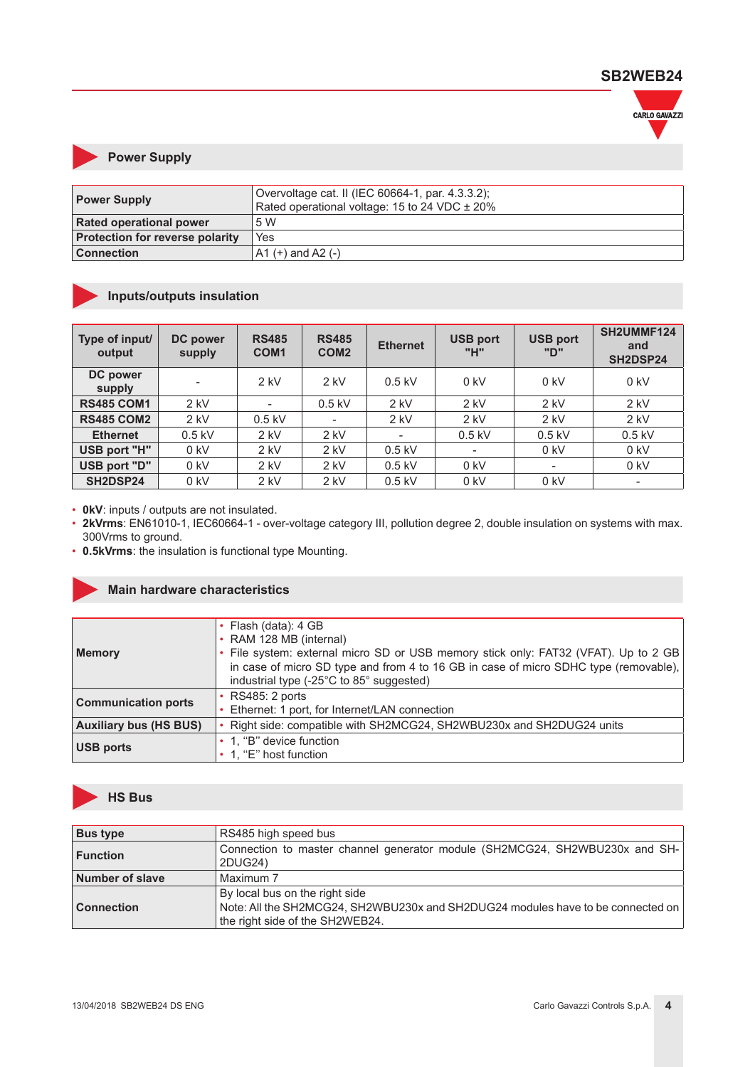## Power Supply

| | |
|---|---|
| **Power Supply** | Overvoltage cat. II (IEC 60664-1, par. 4.3.3.2);<br>Rated operational voltage: 15 to 24 VDC ± 20% |
| **Rated operational power** | 5 W |
| **Protection for reverse polarity** | Yes |
| **Connection** | A1 (+) and A2 (-) |

## Inputs/outputs insulation

| Type of input/ output | DC power supply | RS485 COM1 | RS485 COM2 | Ethernet | USB port "H" | USB port "D" | SH2UMMF124 and SH2DSP24 |
|---|---|---|---|---|---|---|---|
| **DC power supply** | - | 2 kV | 2 kV | 0.5 kV | 0 kV | 0 kV | 0 kV |
| **RS485 COM1** | 2 kV | - | 0.5 kV | 2 kV | 2 kV | 2 kV | 2 kV |
| **RS485 COM2** | 2 kV | 0.5 kV | - | 2 kV | 2 kV | 2 kV | 2 kV |
| **Ethernet** | 0.5 kV | 2 kV | 2 kV | - | 0.5 kV | 0.5 kV | 0.5 kV |
| **USB port "H"** | 0 kV | 2 kV | 2 kV | 0.5 kV | - | 0 kV | 0 kV |
| **USB port "D"** | 0 kV | 2 kV | 2 kV | 0.5 kV | 0 kV | - | 0 kV |
| **SH2DSP24** | 0 kV | 2 kV | 2 kV | 0.5 kV | 0 kV | 0 kV | - |

- **0kV**: inputs / outputs are not insulated.
- **2kVrms**: EN61010-1, IEC60664-1 - over-voltage category III, pollution degree 2, double insulation on systems with max. 300Vrms to ground.
- **0.5kVrms**: the insulation is functional type Mounting.

## Main hardware characteristics

| | |
|---|---|
| **Memory** | • Flash (data): 4 GB<br>• RAM 128 MB (internal)<br>• File system: external micro SD or USB memory stick only: FAT32 (VFAT). Up to 2 GB in case of micro SD type and from 4 to 16 GB in case of micro SDHC type (removable), industrial type (-25°C to 85° suggested) |
| **Communication ports** | • RS485: 2 ports<br>• Ethernet: 1 port, for Internet/LAN connection |
| **Auxiliary bus (HS BUS)** | • Right side: compatible with SH2MCG24, SH2WBU230x and SH2DUG24 units |
| **USB ports** | • 1, "B" device function<br>• 1, "E" host function |

## HS Bus

| | |
|---|---|
| **Bus type** | RS485 high speed bus |
| **Function** | Connection to master channel generator module (SH2MCG24, SH2WBU230x and SH-2DUG24) |
| **Number of slave** | Maximum 7 |
| **Connection** | By local bus on the right side<br>Note: All the SH2MCG24, SH2WBU230x and SH2DUG24 modules have to be connected on the right side of the SH2WEB24. |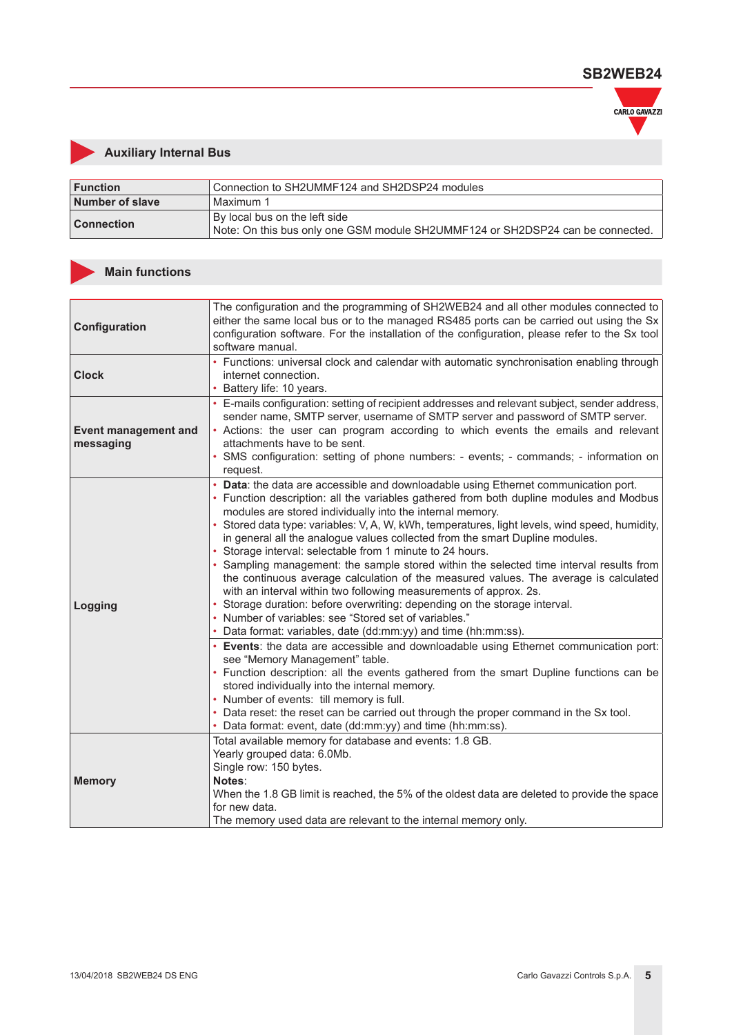## Auxiliary Internal Bus

| Function | Connection to SH2UMMF124 and SH2DSP24 modules |
|---|---|
| Number of slave | Maximum 1 |
| Connection | By local bus on the left side<br>Note: On this bus only one GSM module SH2UMMF124 or SH2DSP24 can be connected. |

## Main functions

| | |
|---|---|
| **Configuration** | The configuration and the programming of SH2WEB24 and all other modules connected to either the same local bus or to the managed RS485 ports can be carried out using the Sx configuration software. For the installation of the configuration, please refer to the Sx tool software manual. |
| **Clock** | • Functions: universal clock and calendar with automatic synchronisation enabling through internet connection.<br>• Battery life: 10 years. |
| **Event management and messaging** | • E-mails configuration: setting of recipient addresses and relevant subject, sender address, sender name, SMTP server, username of SMTP server and password of SMTP server.<br>• Actions: the user can program according to which events the emails and relevant attachments have to be sent.<br>• SMS configuration: setting of phone numbers: - events; - commands; - information on request. |
| **Logging** | • **Data**: the data are accessible and downloadable using Ethernet communication port.<br>• Function description: all the variables gathered from both dupline modules and Modbus modules are stored individually into the internal memory.<br>• Stored data type: variables: V, A, W, kWh, temperatures, light levels, wind speed, humidity, in general all the analogue values collected from the smart Dupline modules.<br>• Storage interval: selectable from 1 minute to 24 hours.<br>• Sampling management: the sample stored within the selected time interval results from the continuous average calculation of the measured values. The average is calculated with an interval within two following measurements of approx. 2s.<br>• Storage duration: before overwriting: depending on the storage interval.<br>• Number of variables: see “Stored set of variables.”<br>• Data format: variables, date (dd:mm:yy) and time (hh:mm:ss). |
| | • **Events**: the data are accessible and downloadable using Ethernet communication port: see “Memory Management” table.<br>• Function description: all the events gathered from the smart Dupline functions can be stored individually into the internal memory.<br>• Number of events: till memory is full.<br>• Data reset: the reset can be carried out through the proper command in the Sx tool.<br>• Data format: event, date (dd:mm:yy) and time (hh:mm:ss). |
| **Memory** | Total available memory for database and events: 1.8 GB.<br>Yearly grouped data: 6.0Mb.<br>Single row: 150 bytes.<br>**Notes**:<br>When the 1.8 GB limit is reached, the 5% of the oldest data are deleted to provide the space for new data.<br>The memory used data are relevant to the internal memory only. |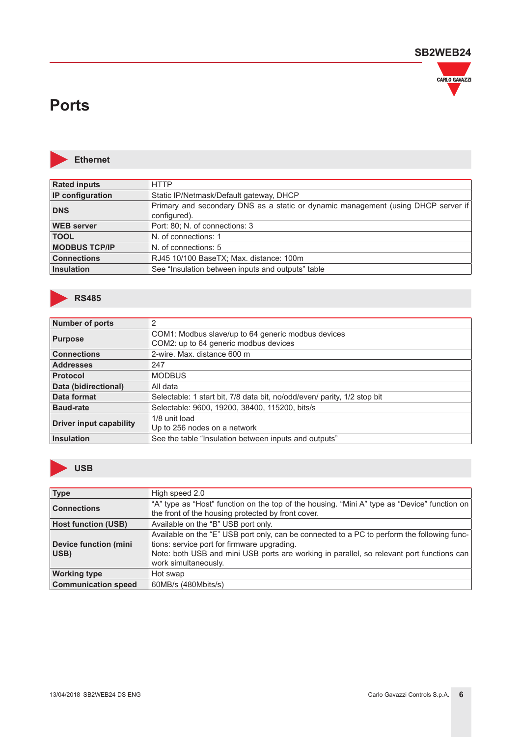# Ports

## Ethernet

| | |
|---|---|
| **Rated inputs** | HTTP |
| **IP configuration** | Static IP/Netmask/Default gateway, DHCP |
| **DNS** | Primary and secondary DNS as a static or dynamic management (using DHCP server if configured). |
| **WEB server** | Port: 80; N. of connections: 3 |
| **TOOL** | N. of connections: 1 |
| **MODBUS TCP/IP** | N. of connections: 5 |
| **Connections** | RJ45 10/100 BaseTX; Max. distance: 100m |
| **Insulation** | See “Insulation between inputs and outputs” table |

## RS485

| | |
|---|---|
| **Number of ports** | 2 |
| **Purpose** | COM1: Modbus slave/up to 64 generic modbus devices<br>COM2: up to 64 generic modbus devices |
| **Connections** | 2-wire. Max. distance 600 m |
| **Addresses** | 247 |
| **Protocol** | MODBUS |
| **Data (bidirectional)** | All data |
| **Data format** | Selectable: 1 start bit, 7/8 data bit, no/odd/even/ parity, 1/2 stop bit |
| **Baud-rate** | Selectable: 9600, 19200, 38400, 115200, bits/s |
| **Driver input capability** | 1/8 unit load<br>Up to 256 nodes on a network |
| **Insulation** | See the table “Insulation between inputs and outputs” |

## USB

| | |
|---|---|
| **Type** | High speed 2.0 |
| **Connections** | “A” type as “Host” function on the top of the housing. “Mini A” type as “Device” function on the front of the housing protected by front cover. |
| **Host function (USB)** | Available on the “B” USB port only. |
| **Device function (mini USB)** | Available on the “E” USB port only, can be connected to a PC to perform the following functions: service port for firmware upgrading.<br>Note: both USB and mini USB ports are working in parallel, so relevant port functions can work simultaneously. |
| **Working type** | Hot swap |
| **Communication speed** | 60MB/s (480Mbits/s) |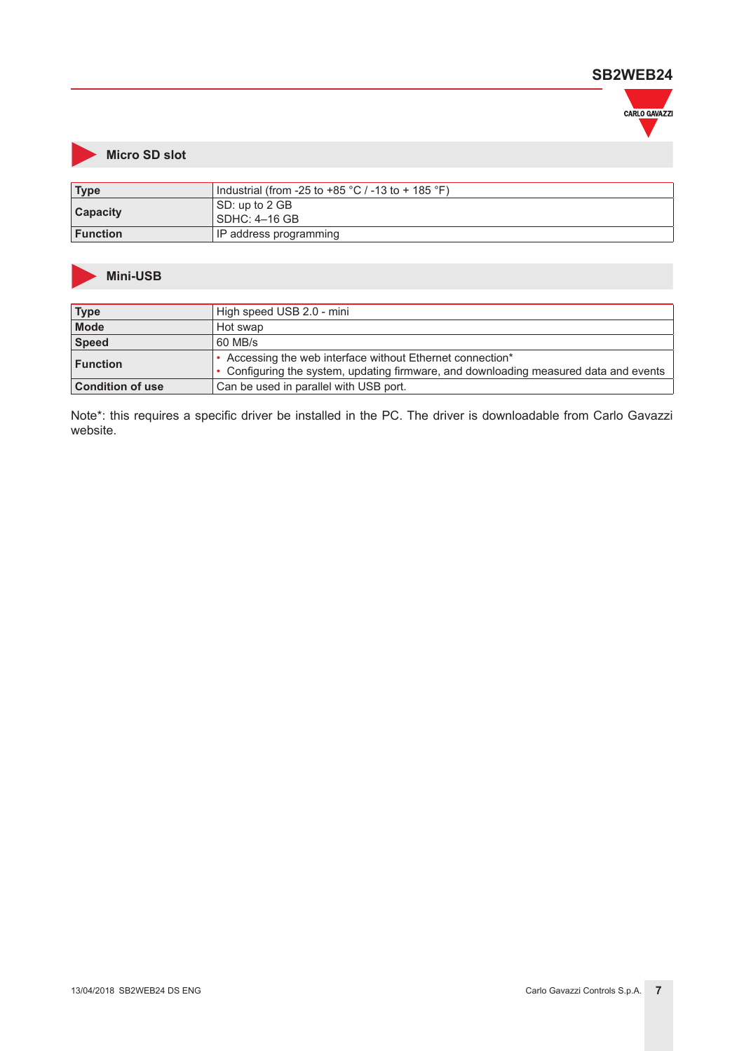## Micro SD slot

| | |
|---|---|
| **Type** | Industrial (from -25 to +85 °C / -13 to + 185 °F) |
| **Capacity** | SD: up to 2 GB<br>SDHC: 4–16 GB |
| **Function** | IP address programming |

## Mini-USB

| | |
|---|---|
| **Type** | High speed USB 2.0 - mini |
| **Mode** | Hot swap |
| **Speed** | 60 MB/s |
| **Function** | • Accessing the web interface without Ethernet connection*<br>• Configuring the system, updating firmware, and downloading measured data and events |
| **Condition of use** | Can be used in parallel with USB port. |

Note*: this requires a specific driver be installed in the PC. The driver is downloadable from Carlo Gavazzi website.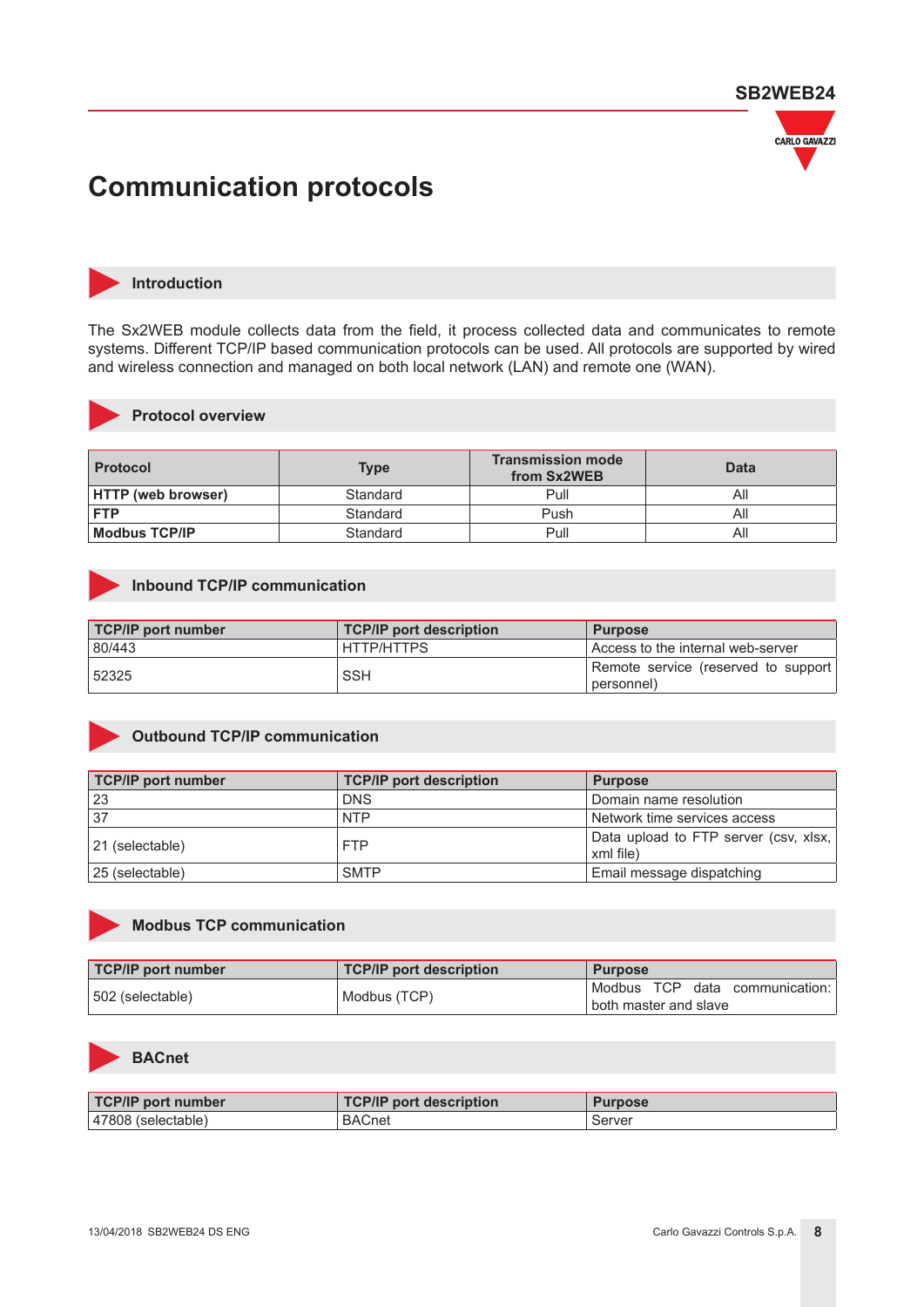# Communication protocols

## Introduction

The Sx2WEB module collects data from the field, it process collected data and communicates to remote systems. Different TCP/IP based communication protocols can be used. All protocols are supported by wired and wireless connection and managed on both local network (LAN) and remote one (WAN).

## Protocol overview

| Protocol | Type | Transmission mode from Sx2WEB | Data |
|---|---|---|---|
| **HTTP (web browser)** | Standard | Pull | All |
| **FTP** | Standard | Push | All |
| **Modbus TCP/IP** | Standard | Pull | All |

## Inbound TCP/IP communication

| TCP/IP port number | TCP/IP port description | Purpose |
|---|---|---|
| 80/443 | HTTP/HTTPS | Access to the internal web-server |
| 52325 | SSH | Remote service (reserved to support personnel) |

## Outbound TCP/IP communication

| TCP/IP port number | TCP/IP port description | Purpose |
|---|---|---|
| 23 | DNS | Domain name resolution |
| 37 | NTP | Network time services access |
| 21 (selectable) | FTP | Data upload to FTP server (csv, xlsx, xml file) |
| 25 (selectable) | SMTP | Email message dispatching |

## Modbus TCP communication

| TCP/IP port number | TCP/IP port description | Purpose |
|---|---|---|
| 502 (selectable) | Modbus (TCP) | Modbus TCP data communication: both master and slave |

## BACnet

| TCP/IP port number | TCP/IP port description | Purpose |
|---|---|---|
| 47808 (selectable) | BACnet | Server |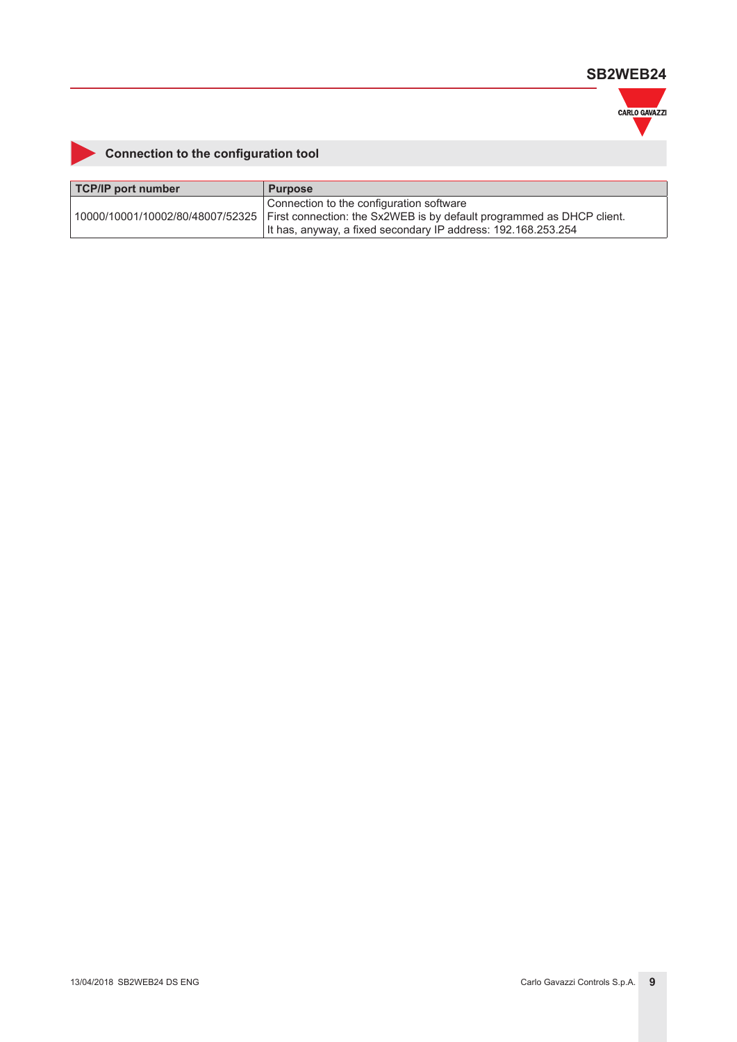## Connection to the configuration tool

| TCP/IP port number | Purpose |
|---|---|
| 10000/10001/10002/80/48007/52325 | Connection to the configuration software<br>First connection: the Sx2WEB is by default programmed as DHCP client.<br>It has, anyway, a fixed secondary IP address: 192.168.253.254 |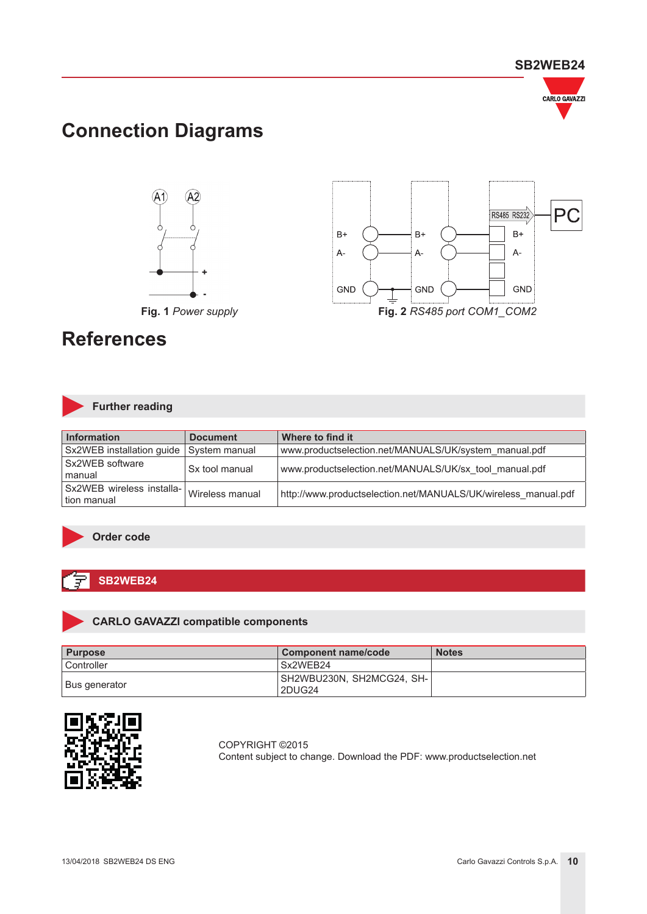# Connection Diagrams

A1 A2

+

-

**Fig. 1** *Power supply*

B+ A- GND B+ A- GND RS485 RS232 PC B+ A- GND

**Fig. 2** *RS485 port COM1_COM2*

# References

### Further reading

| Information | Document | Where to find it |
|---|---|---|
| Sx2WEB installation guide | System manual | www.productselection.net/MANUALS/UK/system_manual.pdf |
| Sx2WEB software manual | Sx tool manual | www.productselection.net/MANUALS/UK/sx_tool_manual.pdf |
| Sx2WEB wireless installation manual | Wireless manual | http://www.productselection.net/MANUALS/UK/wireless_manual.pdf |

### Order code

**SB2WEB24**

### CARLO GAVAZZI compatible components

| Purpose | Component name/code | Notes |
|---|---|---|
| Controller | Sx2WEB24 | |
| Bus generator | SH2WBU230N, SH2MCG24, SH2DUG24 | |

COPYRIGHT ©2015
Content subject to change. Download the PDF: www.productselection.net